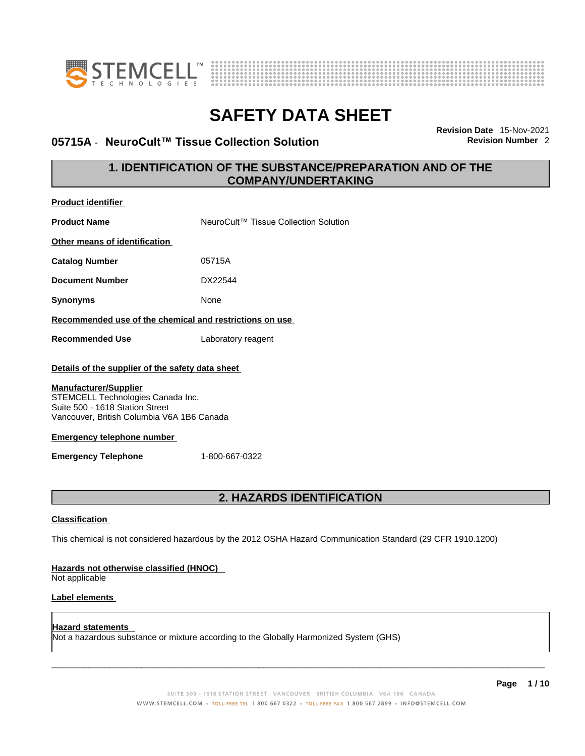# SAFETY DATA SHEET

## 05715A - NeuroCult™ Tissue Collection Solution

**Revision Date** 15-Nov-2021
**Revision Number** 2

## 1. IDENTIFICATION OF THE SUBSTANCE/PREPARATION AND OF THE COMPANY/UNDERTAKING

**Product identifier**

**Product Name** NeuroCult™ Tissue Collection Solution

**Other means of identification**

**Catalog Number** 05715A

**Document Number** DX22544

**Synonyms** None

**Recommended use of the chemical and restrictions on use**

**Recommended Use** Laboratory reagent

**Details of the supplier of the safety data sheet**

**Manufacturer/Supplier**
STEMCELL Technologies Canada Inc.
Suite 500 - 1618 Station Street
Vancouver, British Columbia V6A 1B6 Canada

**Emergency telephone number**

**Emergency Telephone** 1-800-667-0322

## 2. HAZARDS IDENTIFICATION

**Classification**

This chemical is not considered hazardous by the 2012 OSHA Hazard Communication Standard (29 CFR 1910.1200)

**Hazards not otherwise classified (HNOC)**
Not applicable

**Label elements**

**Hazard statements**
Not a hazardous substance or mixture according to the Globally Harmonized System (GHS)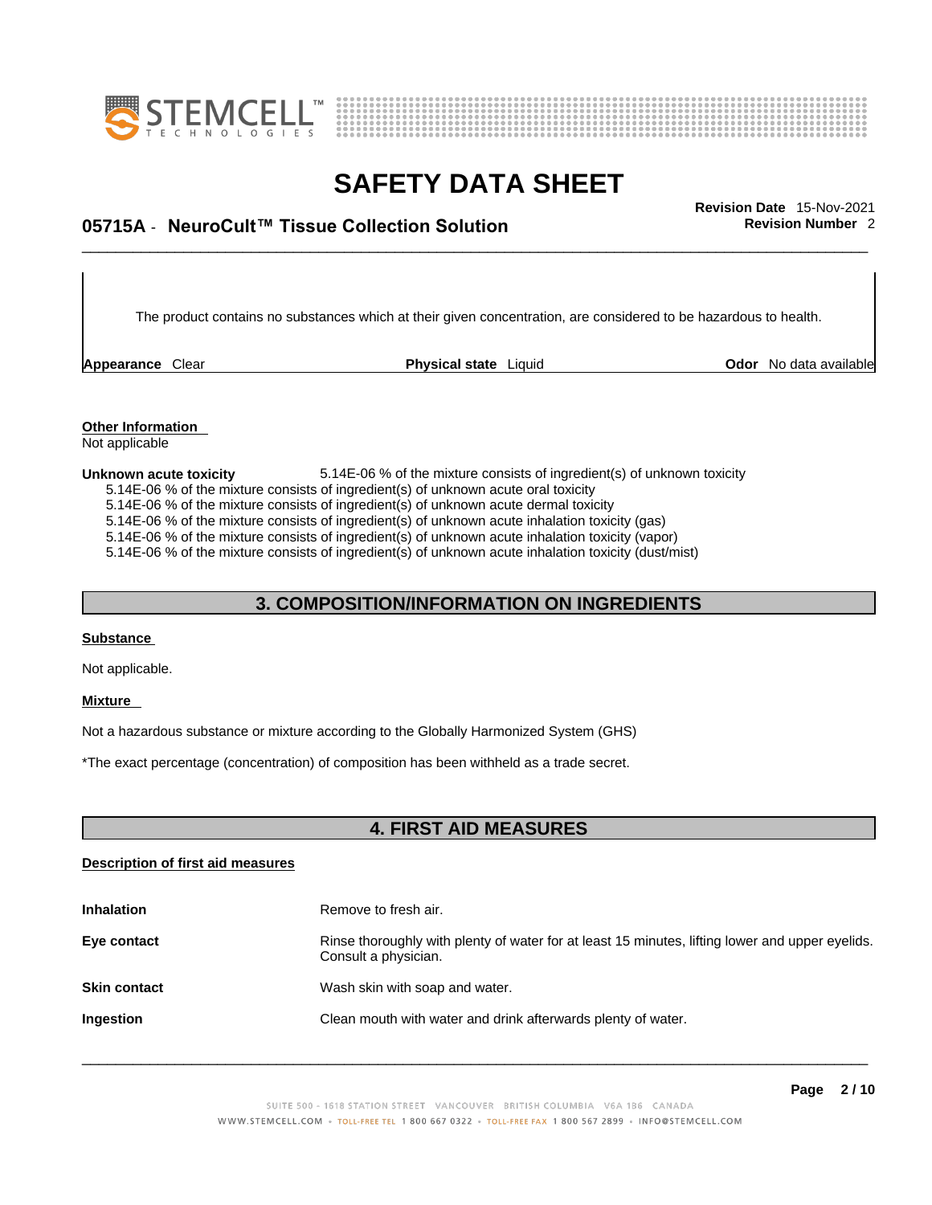The product contains no substances which at their given concentration, are considered to be hazardous to health.

**Appearance** Clear **Physical state** Liquid **Odor** No data available

**Other Information**
Not applicable

**Unknown acute toxicity** 5.14E-06 % of the mixture consists of ingredient(s) of unknown toxicity
5.14E-06 % of the mixture consists of ingredient(s) of unknown acute oral toxicity
5.14E-06 % of the mixture consists of ingredient(s) of unknown acute dermal toxicity
5.14E-06 % of the mixture consists of ingredient(s) of unknown acute inhalation toxicity (gas)
5.14E-06 % of the mixture consists of ingredient(s) of unknown acute inhalation toxicity (vapor)
5.14E-06 % of the mixture consists of ingredient(s) of unknown acute inhalation toxicity (dust/mist)

## 3. COMPOSITION/INFORMATION ON INGREDIENTS

**Substance**

Not applicable.

**Mixture**

Not a hazardous substance or mixture according to the Globally Harmonized System (GHS)

*The exact percentage (concentration) of composition has been withheld as a trade secret.

## 4. FIRST AID MEASURES

**Description of first aid measures**

**Inhalation** Remove to fresh air.

**Eye contact** Rinse thoroughly with plenty of water for at least 15 minutes, lifting lower and upper eyelids. Consult a physician.

**Skin contact** Wash skin with soap and water.

**Ingestion** Clean mouth with water and drink afterwards plenty of water.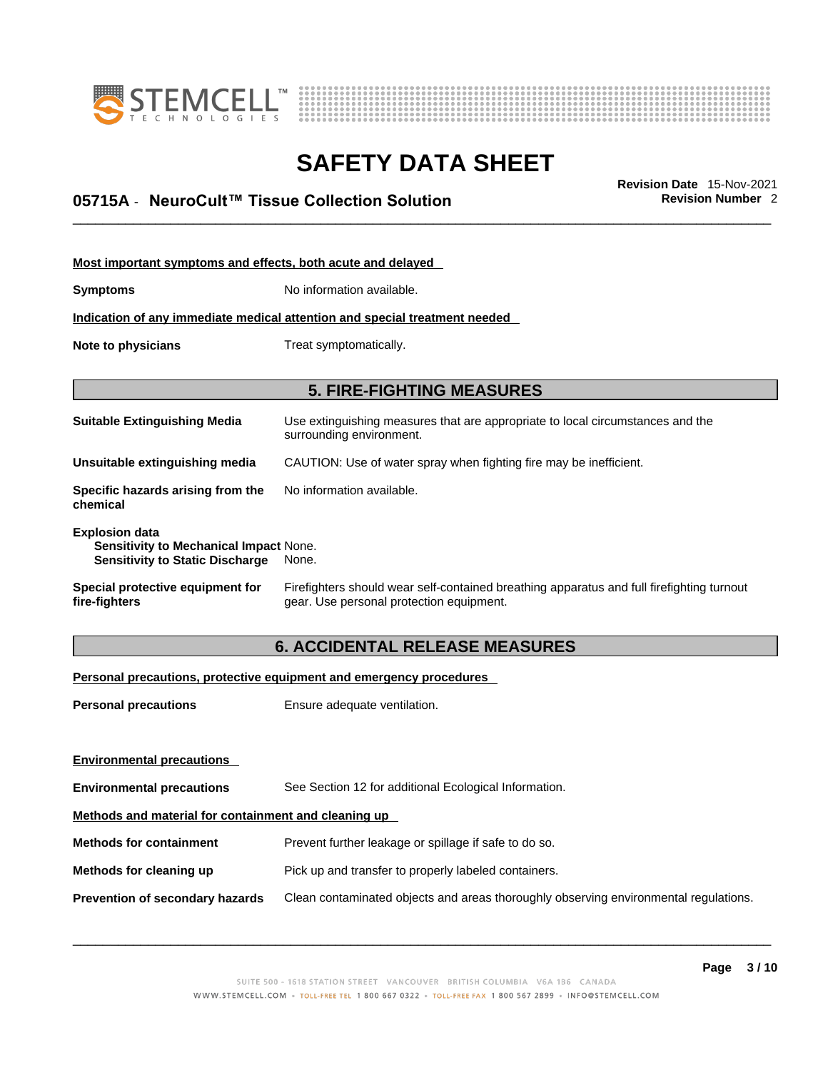#### Most important symptoms and effects, both acute and delayed

**Symptoms** No information available.

#### Indication of any immediate medical attention and special treatment needed

**Note to physicians** Treat symptomatically.

## 5. FIRE-FIGHTING MEASURES

**Suitable Extinguishing Media** Use extinguishing measures that are appropriate to local circumstances and the surrounding environment.

**Unsuitable extinguishing media** CAUTION: Use of water spray when fighting fire may be inefficient.

**Specific hazards arising from the chemical** No information available.

**Explosion data**
**Sensitivity to Mechanical Impact** None.
**Sensitivity to Static Discharge** None.

**Special protective equipment for fire-fighters** Firefighters should wear self-contained breathing apparatus and full firefighting turnout gear. Use personal protection equipment.

## 6. ACCIDENTAL RELEASE MEASURES

#### Personal precautions, protective equipment and emergency procedures

**Personal precautions** Ensure adequate ventilation.

#### Environmental precautions

**Environmental precautions** See Section 12 for additional Ecological Information.

#### Methods and material for containment and cleaning up

**Methods for containment** Prevent further leakage or spillage if safe to do so.

**Methods for cleaning up** Pick up and transfer to properly labeled containers.

**Prevention of secondary hazards** Clean contaminated objects and areas thoroughly observing environmental regulations.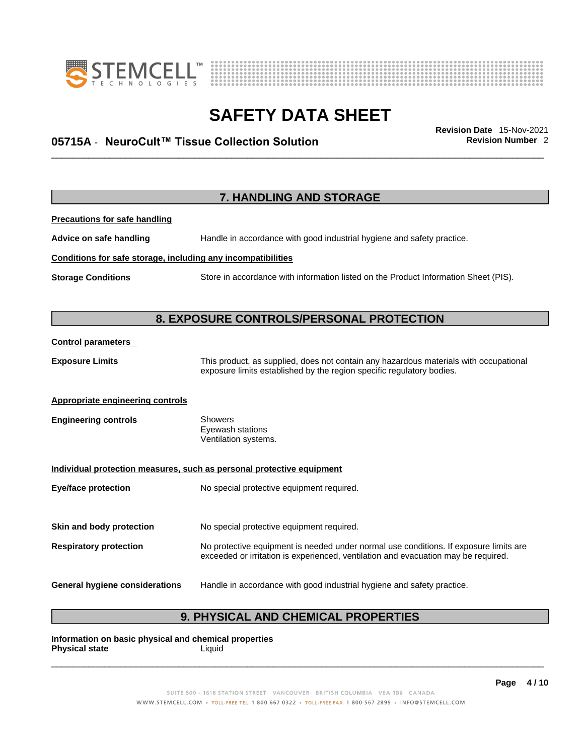## 7. HANDLING AND STORAGE

**Precautions for safe handling**

**Advice on safe handling** Handle in accordance with good industrial hygiene and safety practice.

**Conditions for safe storage, including any incompatibilities**

**Storage Conditions** Store in accordance with information listed on the Product Information Sheet (PIS).

## 8. EXPOSURE CONTROLS/PERSONAL PROTECTION

**Control parameters**

**Exposure Limits** This product, as supplied, does not contain any hazardous materials with occupational exposure limits established by the region specific regulatory bodies.

**Appropriate engineering controls**

**Engineering controls**
Showers
Eyewash stations
Ventilation systems.

**Individual protection measures, such as personal protective equipment**

**Eye/face protection** No special protective equipment required.

**Skin and body protection** No special protective equipment required.

**Respiratory protection** No protective equipment is needed under normal use conditions. If exposure limits are exceeded or irritation is experienced, ventilation and evacuation may be required.

**General hygiene considerations** Handle in accordance with good industrial hygiene and safety practice.

## 9. PHYSICAL AND CHEMICAL PROPERTIES

**Information on basic physical and chemical properties**

**Physical state** Liquid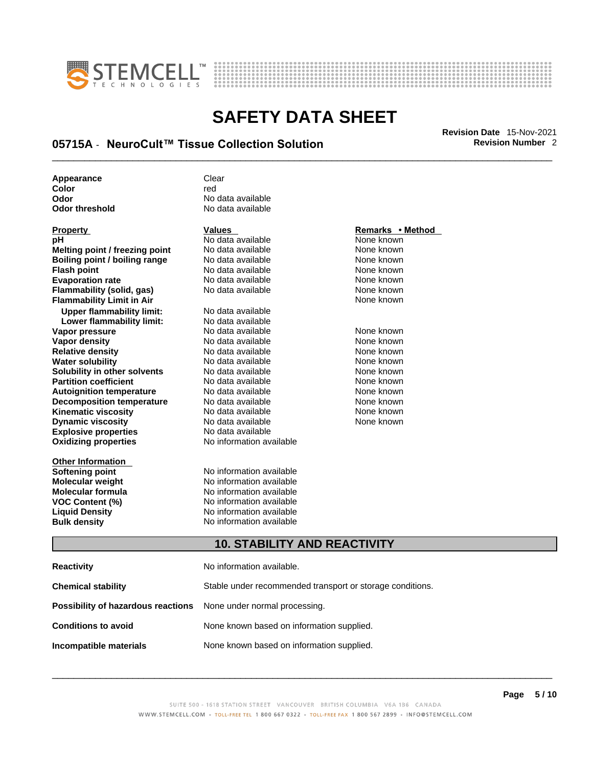| | |
|---|---|
| **Appearance** | Clear |
| **Color** | red |
| **Odor** | No data available |
| **Odor threshold** | No data available |

| **Property** | **Values** | **Remarks • Method** |
|---|---|---|
| **pH** | No data available | None known |
| **Melting point / freezing point** | No data available | None known |
| **Boiling point / boiling range** | No data available | None known |
| **Flash point** | No data available | None known |
| **Evaporation rate** | No data available | None known |
| **Flammability (solid, gas)** | No data available | None known |
| **Flammability Limit in Air** | | None known |
| **Upper flammability limit:** | No data available | |
| **Lower flammability limit:** | No data available | |
| **Vapor pressure** | No data available | None known |
| **Vapor density** | No data available | None known |
| **Relative density** | No data available | None known |
| **Water solubility** | No data available | None known |
| **Solubility in other solvents** | No data available | None known |
| **Partition coefficient** | No data available | None known |
| **Autoignition temperature** | No data available | None known |
| **Decomposition temperature** | No data available | None known |
| **Kinematic viscosity** | No data available | None known |
| **Dynamic viscosity** | No data available | None known |
| **Explosive properties** | No data available | |
| **Oxidizing properties** | No information available | |

| **Other Information** | |
|---|---|
| **Softening point** | No information available |
| **Molecular weight** | No information available |
| **Molecular formula** | No information available |
| **VOC Content (%)** | No information available |
| **Liquid Density** | No information available |
| **Bulk density** | No information available |

## 10. STABILITY AND REACTIVITY

| | |
|---|---|
| **Reactivity** | No information available. |
| **Chemical stability** | Stable under recommended transport or storage conditions. |
| **Possibility of hazardous reactions** | None under normal processing. |
| **Conditions to avoid** | None known based on information supplied. |
| **Incompatible materials** | None known based on information supplied. |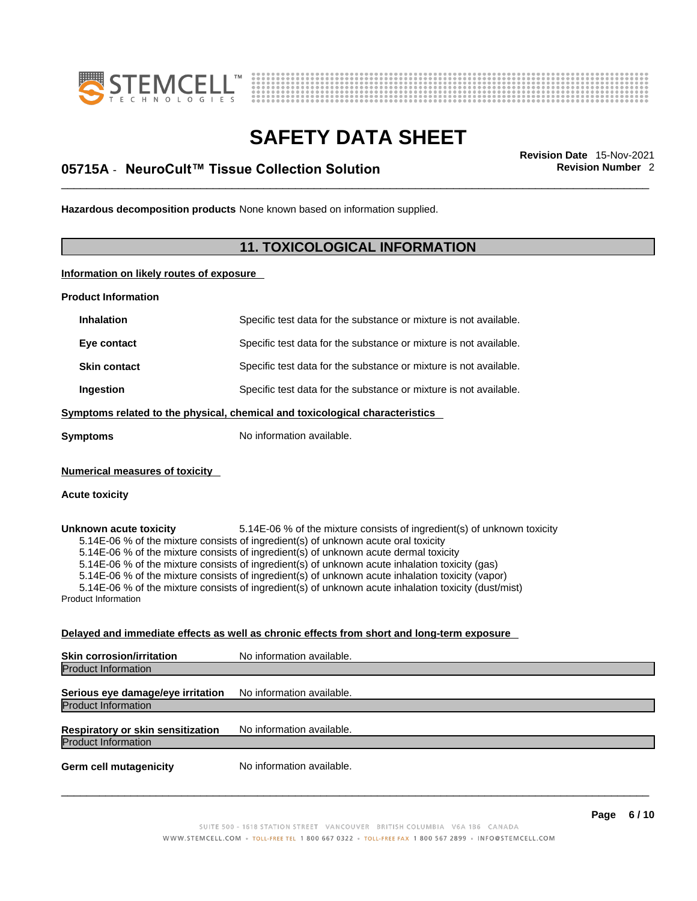**Hazardous decomposition products** None known based on information supplied.

## 11. TOXICOLOGICAL INFORMATION

**Information on likely routes of exposure**

**Product Information**

| | |
|---|---|
| **Inhalation** | Specific test data for the substance or mixture is not available. |
| **Eye contact** | Specific test data for the substance or mixture is not available. |
| **Skin contact** | Specific test data for the substance or mixture is not available. |
| **Ingestion** | Specific test data for the substance or mixture is not available. |

**Symptoms related to the physical, chemical and toxicological characteristics**

**Symptoms** No information available.

**Numerical measures of toxicity**

**Acute toxicity**

**Unknown acute toxicity** 5.14E-06 % of the mixture consists of ingredient(s) of unknown toxicity

5.14E-06 % of the mixture consists of ingredient(s) of unknown acute oral toxicity
5.14E-06 % of the mixture consists of ingredient(s) of unknown acute dermal toxicity
5.14E-06 % of the mixture consists of ingredient(s) of unknown acute inhalation toxicity (gas)
5.14E-06 % of the mixture consists of ingredient(s) of unknown acute inhalation toxicity (vapor)
5.14E-06 % of the mixture consists of ingredient(s) of unknown acute inhalation toxicity (dust/mist)

Product Information

**Delayed and immediate effects as well as chronic effects from short and long-term exposure**

**Skin corrosion/irritation** No information available.

Product Information

**Serious eye damage/eye irritation** No information available.

Product Information

**Respiratory or skin sensitization** No information available.

Product Information

**Germ cell mutagenicity** No information available.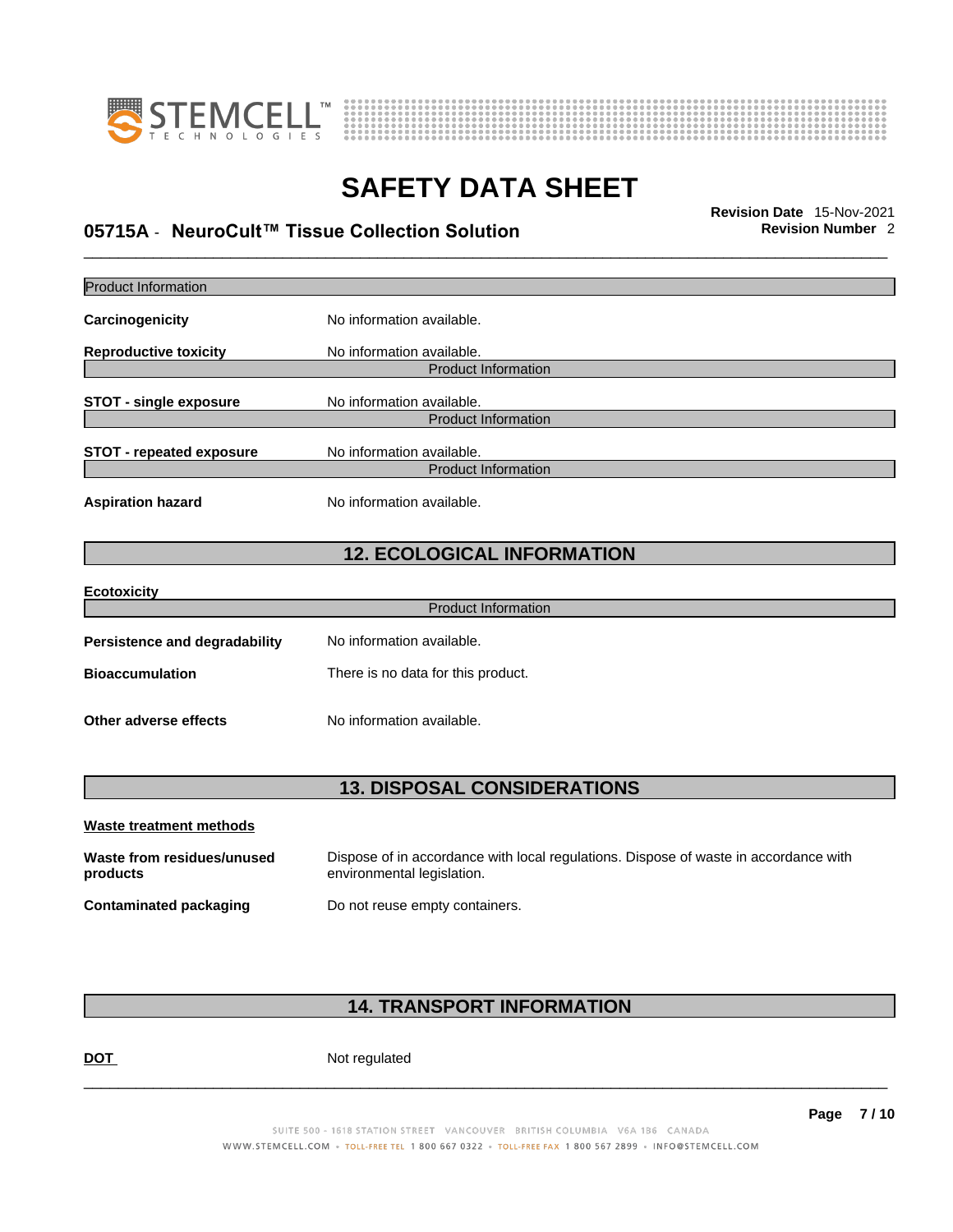Product Information

**Carcinogenicity** No information available.

**Reproductive toxicity** No information available.

Product Information

**STOT - single exposure** No information available.

Product Information

**STOT - repeated exposure** No information available.

Product Information

**Aspiration hazard** No information available.

## 12. ECOLOGICAL INFORMATION

**Ecotoxicity**

Product Information

**Persistence and degradability** No information available.

**Bioaccumulation** There is no data for this product.

**Other adverse effects** No information available.

## 13. DISPOSAL CONSIDERATIONS

**Waste treatment methods**

**Waste from residues/unused products** Dispose of in accordance with local regulations. Dispose of waste in accordance with environmental legislation.

**Contaminated packaging** Do not reuse empty containers.

## 14. TRANSPORT INFORMATION

**DOT** Not regulated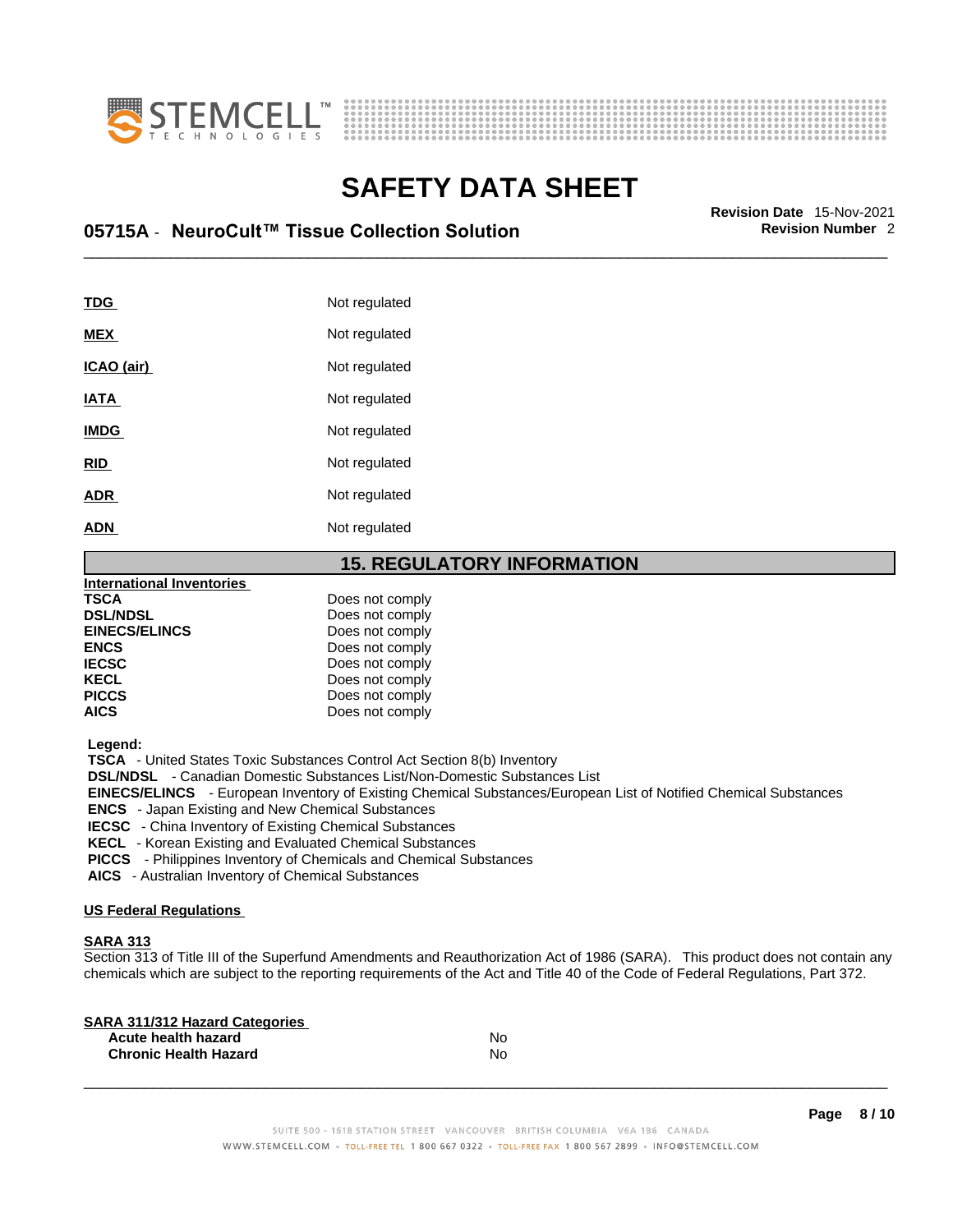| | |
|---|---|
| **TDG** | Not regulated |
| **MEX** | Not regulated |
| **ICAO (air)** | Not regulated |
| **IATA** | Not regulated |
| **IMDG** | Not regulated |
| **RID** | Not regulated |
| **ADR** | Not regulated |
| **ADN** | Not regulated |

## 15. REGULATORY INFORMATION

**International Inventories**

| | |
|---|---|
| **TSCA** | Does not comply |
| **DSL/NDSL** | Does not comply |
| **EINECS/ELINCS** | Does not comply |
| **ENCS** | Does not comply |
| **IECSC** | Does not comply |
| **KECL** | Does not comply |
| **PICCS** | Does not comply |
| **AICS** | Does not comply |

**Legend:**

**TSCA** - United States Toxic Substances Control Act Section 8(b) Inventory
**DSL/NDSL** - Canadian Domestic Substances List/Non-Domestic Substances List
**EINECS/ELINCS** - European Inventory of Existing Chemical Substances/European List of Notified Chemical Substances
**ENCS** - Japan Existing and New Chemical Substances
**IECSC** - China Inventory of Existing Chemical Substances
**KECL** - Korean Existing and Evaluated Chemical Substances
**PICCS** - Philippines Inventory of Chemicals and Chemical Substances
**AICS** - Australian Inventory of Chemical Substances

**US Federal Regulations**

**SARA 313**

Section 313 of Title III of the Superfund Amendments and Reauthorization Act of 1986 (SARA). This product does not contain any chemicals which are subject to the reporting requirements of the Act and Title 40 of the Code of Federal Regulations, Part 372.

**SARA 311/312 Hazard Categories**

| | |
|---|---|
| **Acute health hazard** | No |
| **Chronic Health Hazard** | No |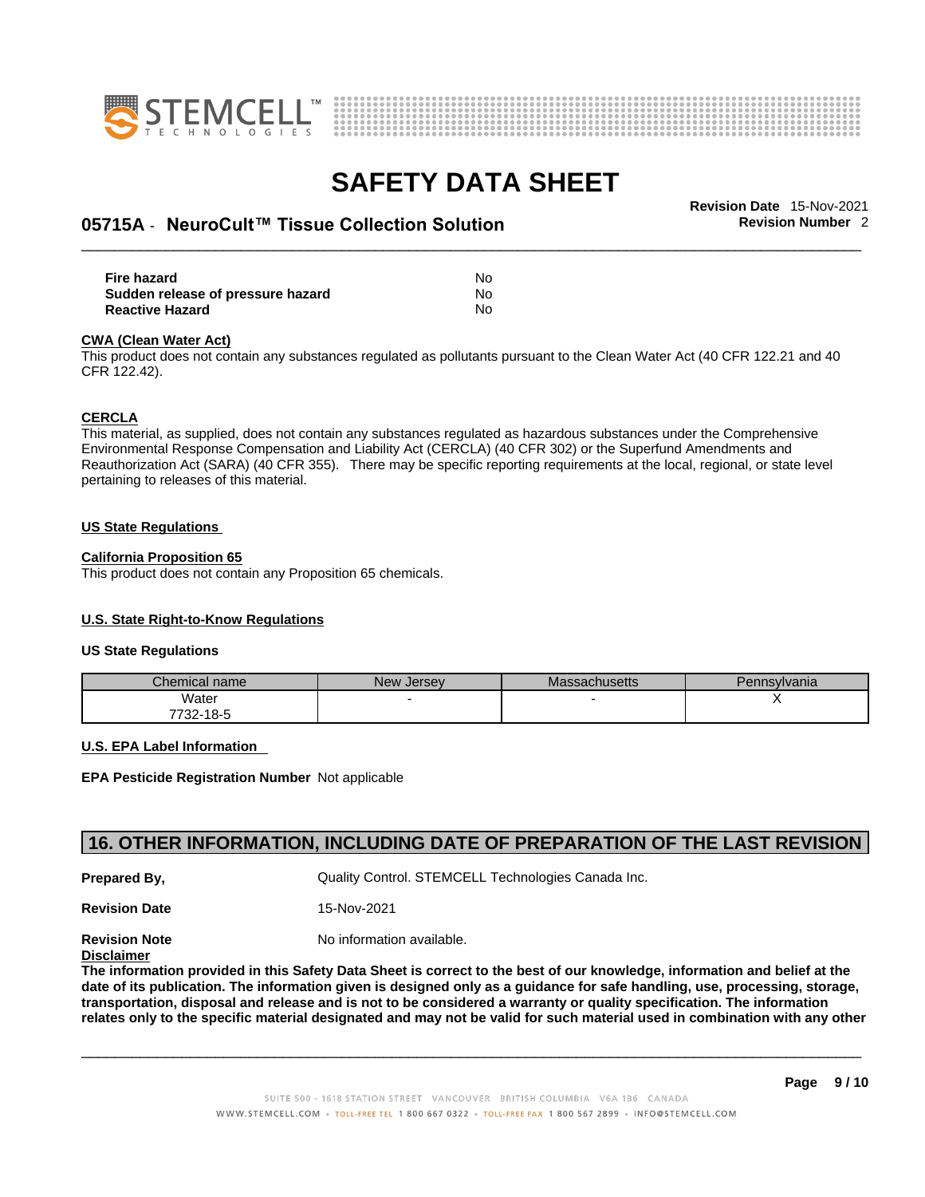| | |
|---|---|
| **Fire hazard** | No |
| **Sudden release of pressure hazard** | No |
| **Reactive Hazard** | No |

**CWA (Clean Water Act)**

This product does not contain any substances regulated as pollutants pursuant to the Clean Water Act (40 CFR 122.21 and 40 CFR 122.42).

**CERCLA**

This material, as supplied, does not contain any substances regulated as hazardous substances under the Comprehensive Environmental Response Compensation and Liability Act (CERCLA) (40 CFR 302) or the Superfund Amendments and Reauthorization Act (SARA) (40 CFR 355). There may be specific reporting requirements at the local, regional, or state level pertaining to releases of this material.

**US State Regulations**

**California Proposition 65**

This product does not contain any Proposition 65 chemicals.

**U.S. State Right-to-Know Regulations**

**US State Regulations**

| Chemical name | New Jersey | Massachusetts | Pennsylvania |
|---|---|---|---|
| Water 7732-18-5 | - | - | X |

**U.S. EPA Label Information**

**EPA Pesticide Registration Number** Not applicable

## 16. OTHER INFORMATION, INCLUDING DATE OF PREPARATION OF THE LAST REVISION

**Prepared By,** Quality Control. STEMCELL Technologies Canada Inc.

**Revision Date** 15-Nov-2021

**Revision Note** No information available.

**Disclaimer**

**The information provided in this Safety Data Sheet is correct to the best of our knowledge, information and belief at the date of its publication. The information given is designed only as a guidance for safe handling, use, processing, storage, transportation, disposal and release and is not to be considered a warranty or quality specification. The information relates only to the specific material designated and may not be valid for such material used in combination with any other**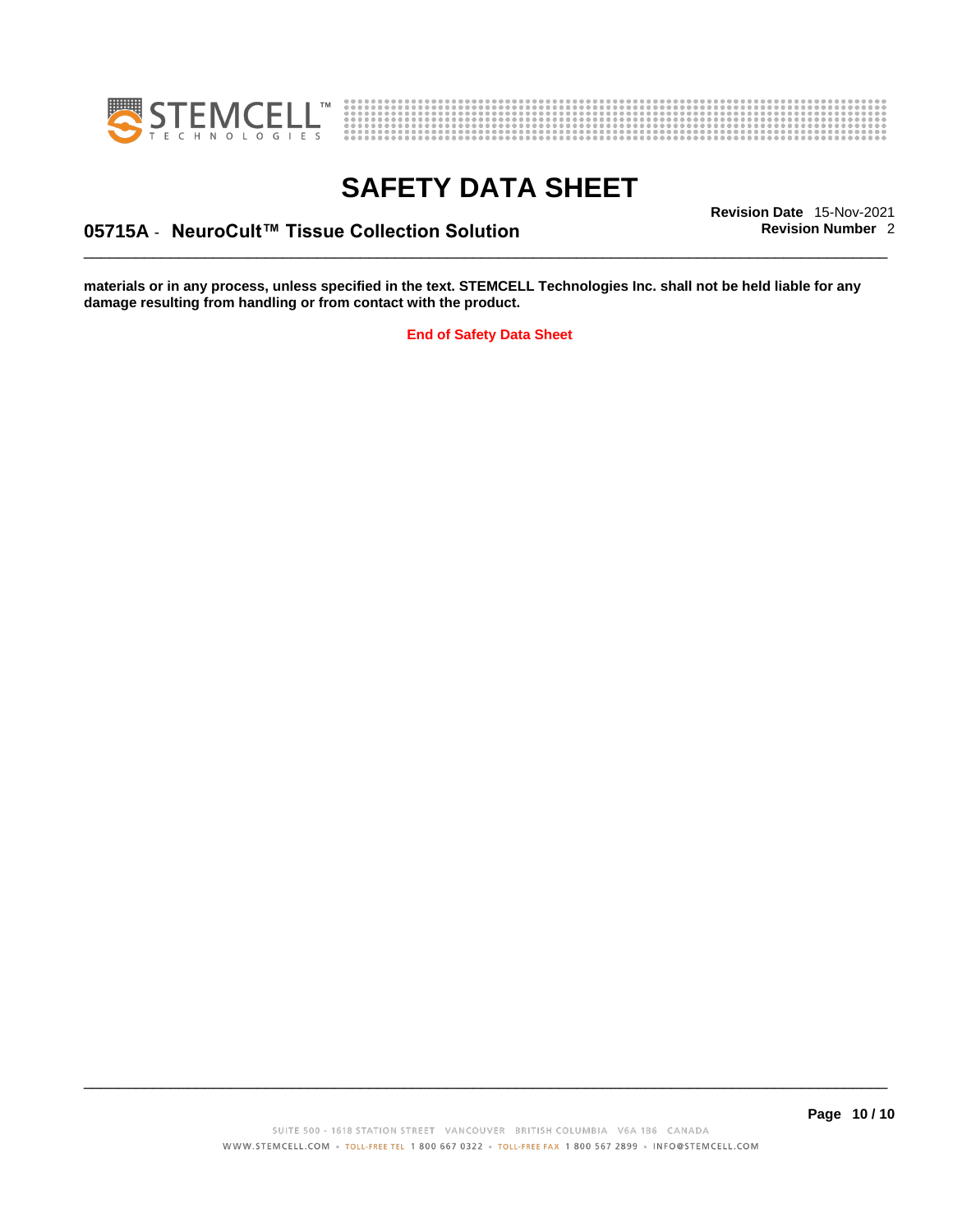**materials or in any process, unless specified in the text. STEMCELL Technologies Inc. shall not be held liable for any damage resulting from handling or from contact with the product.**

**End of Safety Data Sheet**